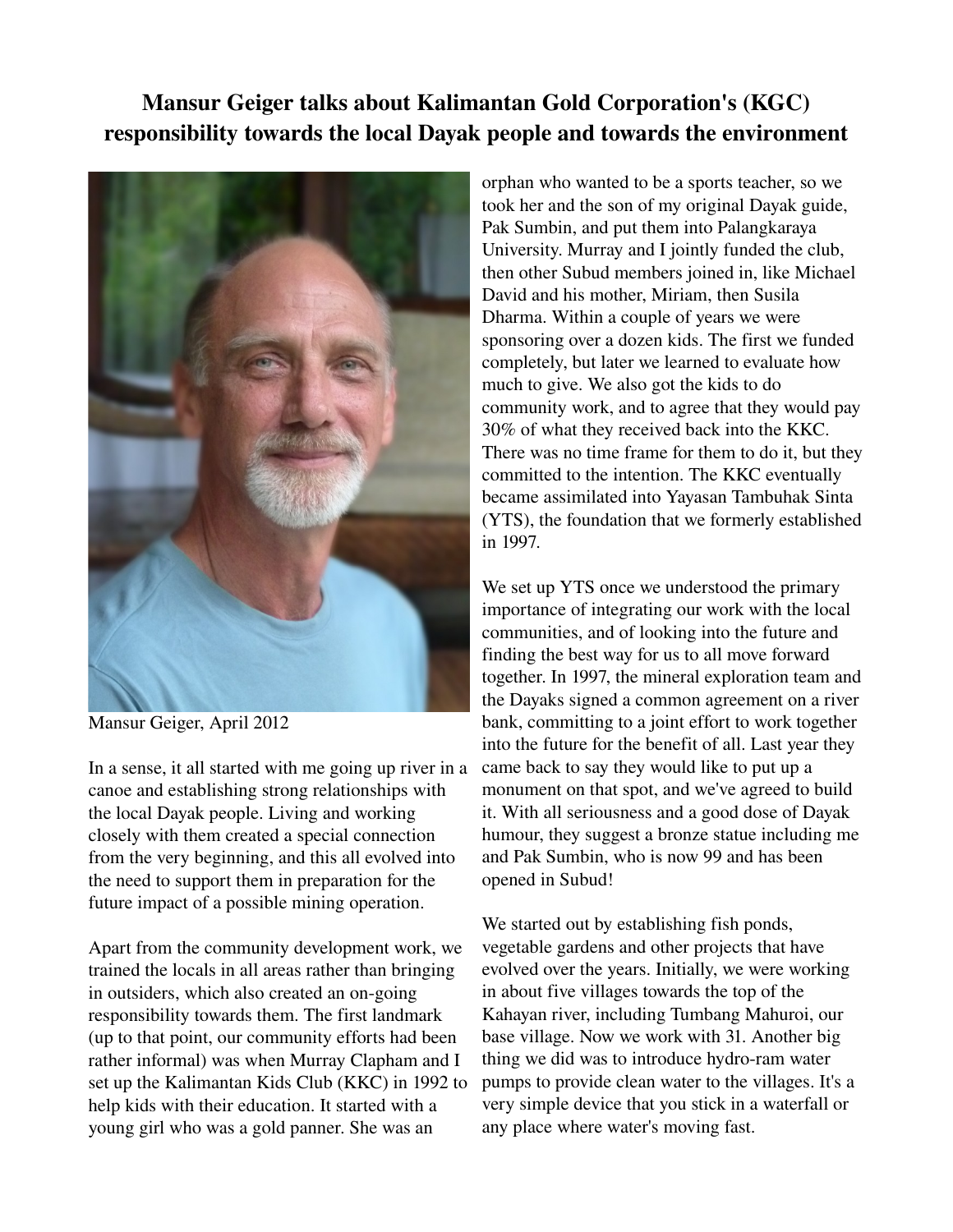# Mansur Geiger talks about Kalimantan Gold Corporation's (KGC) responsibility towards the local Dayak people and towards the environment

Mansur Geiger, April 2012

In a sense, it all started with me going up river in a canoe and establishing strong relationships with the local Dayak people. Living and working closely with them created a special connection from the very beginning, and this all evolved into the need to support them in preparation for the future impact of a possible mining operation.

Apart from the community development work, we trained the locals in all areas rather than bringing in outsiders, which also created an on-going responsibility towards them. The first landmark (up to that point, our community efforts had been rather informal) was when Murray Clapham and I set up the Kalimantan Kids Club (KKC) in 1992 to help kids with their education. It started with a young girl who was a gold panner. She was an orphan who wanted to be a sports teacher, so we took her and the son of my original Dayak guide, Pak Sumbin, and put them into Palangkaraya University. Murray and I jointly funded the club, then other Subud members joined in, like Michael David and his mother, Miriam, then Susila Dharma. Within a couple of years we were sponsoring over a dozen kids. The first we funded completely, but later we learned to evaluate how much to give. We also got the kids to do community work, and to agree that they would pay 30% of what they received back into the KKC. There was no time frame for them to do it, but they committed to the intention. The KKC eventually became assimilated into Yayasan Tambuhak Sinta (YTS), the foundation that we formerly established in 1997.

We set up YTS once we understood the primary importance of integrating our work with the local communities, and of looking into the future and finding the best way for us to all move forward together. In 1997, the mineral exploration team and the Dayaks signed a common agreement on a river bank, committing to a joint effort to work together into the future for the benefit of all. Last year they came back to say they would like to put up a monument on that spot, and we've agreed to build it. With all seriousness and a good dose of Dayak humour, they suggest a bronze statue including me and Pak Sumbin, who is now 99 and has been opened in Subud!

We started out by establishing fish ponds, vegetable gardens and other projects that have evolved over the years. Initially, we were working in about five villages towards the top of the Kahayan river, including Tumbang Mahuroi, our base village. Now we work with 31. Another big thing we did was to introduce hydro-ram water pumps to provide clean water to the villages. It's a very simple device that you stick in a waterfall or any place where water's moving fast.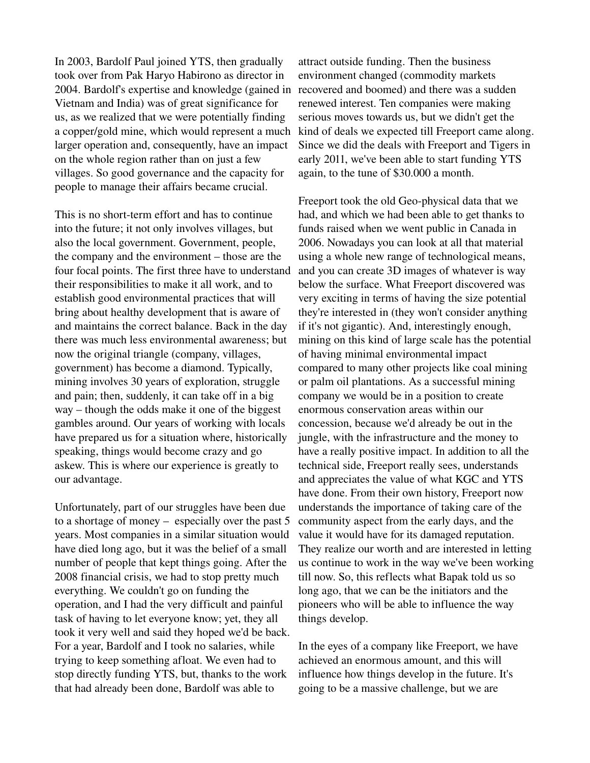In 2003, Bardolf Paul joined YTS, then gradually took over from Pak Haryo Habirono as director in 2004. Bardolf's expertise and knowledge (gained in Vietnam and India) was of great significance for us, as we realized that we were potentially finding a copper/gold mine, which would represent a much larger operation and, consequently, have an impact on the whole region rather than on just a few villages. So good governance and the capacity for people to manage their affairs became crucial.

This is no short-term effort and has to continue into the future; it not only involves villages, but also the local government. Government, people, the company and the environment – those are the four focal points. The first three have to understand their responsibilities to make it all work, and to establish good environmental practices that will bring about healthy development that is aware of and maintains the correct balance. Back in the day there was much less environmental awareness; but now the original triangle (company, villages, government) has become a diamond. Typically, mining involves 30 years of exploration, struggle and pain; then, suddenly, it can take off in a big way – though the odds make it one of the biggest gambles around. Our years of working with locals have prepared us for a situation where, historically speaking, things would become crazy and go askew. This is where our experience is greatly to our advantage.

Unfortunately, part of our struggles have been due to a shortage of money – especially over the past 5 years. Most companies in a similar situation would have died long ago, but it was the belief of a small number of people that kept things going. After the 2008 financial crisis, we had to stop pretty much everything. We couldn't go on funding the operation, and I had the very difficult and painful task of having to let everyone know; yet, they all took it very well and said they hoped we'd be back. For a year, Bardolf and I took no salaries, while trying to keep something afloat. We even had to stop directly funding YTS, but, thanks to the work that had already been done, Bardolf was able to attract outside funding. Then the business environment changed (commodity markets recovered and boomed) and there was a sudden renewed interest. Ten companies were making serious moves towards us, but we didn't get the kind of deals we expected till Freeport came along. Since we did the deals with Freeport and Tigers in early 2011, we've been able to start funding YTS again, to the tune of $30.000 a month.

Freeport took the old Geo-physical data that we had, and which we had been able to get thanks to funds raised when we went public in Canada in 2006. Nowadays you can look at all that material using a whole new range of technological means, and you can create 3D images of whatever is way below the surface. What Freeport discovered was very exciting in terms of having the size potential they're interested in (they won't consider anything if it's not gigantic). And, interestingly enough, mining on this kind of large scale has the potential of having minimal environmental impact compared to many other projects like coal mining or palm oil plantations. As a successful mining company we would be in a position to create enormous conservation areas within our concession, because we'd already be out in the jungle, with the infrastructure and the money to have a really positive impact. In addition to all the technical side, Freeport really sees, understands and appreciates the value of what KGC and YTS have done. From their own history, Freeport now understands the importance of taking care of the community aspect from the early days, and the value it would have for its damaged reputation. They realize our worth and are interested in letting us continue to work in the way we've been working till now. So, this reflects what Bapak told us so long ago, that we can be the initiators and the pioneers who will be able to influence the way things develop.

In the eyes of a company like Freeport, we have achieved an enormous amount, and this will influence how things develop in the future. It's going to be a massive challenge, but we are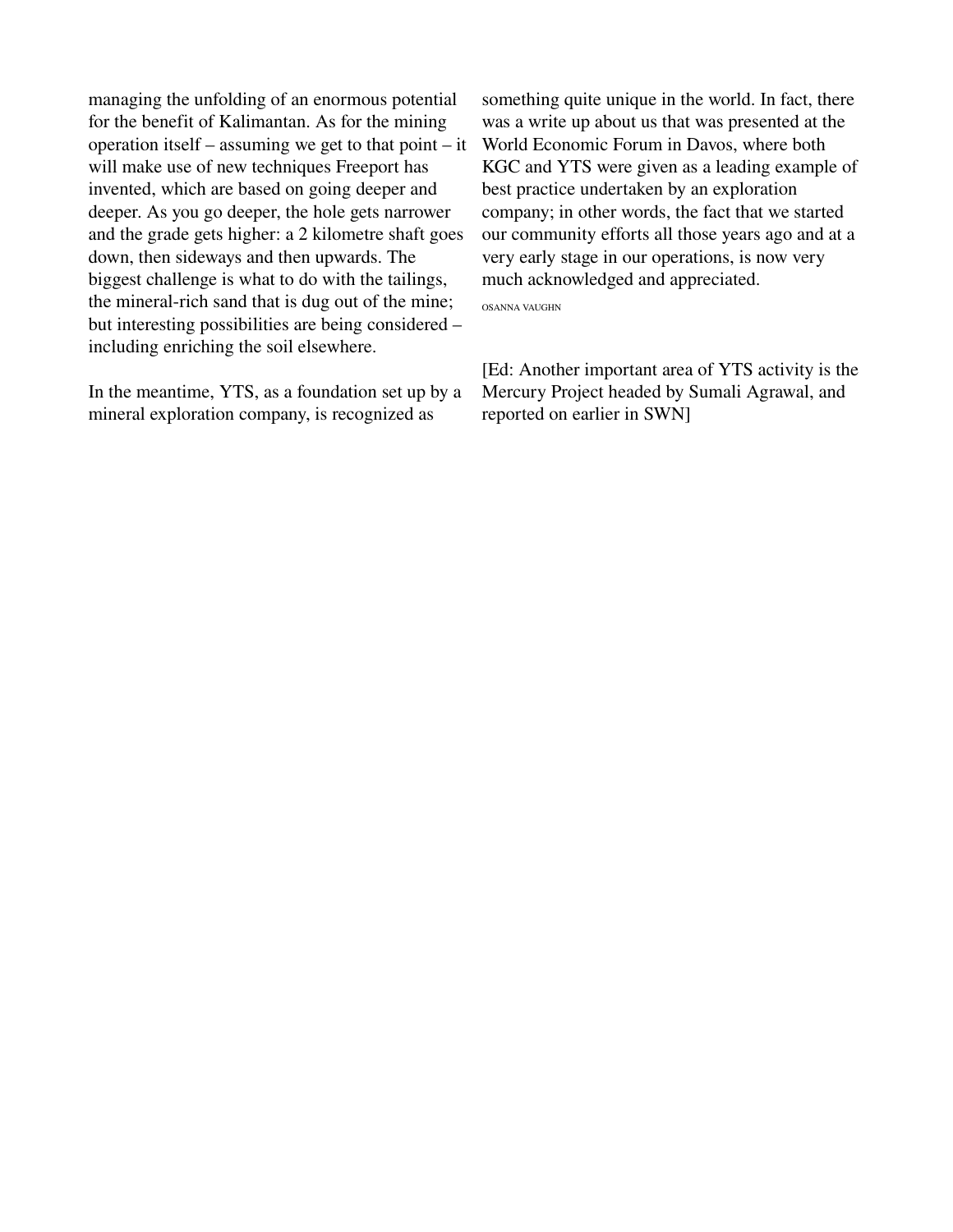managing the unfolding of an enormous potential for the benefit of Kalimantan. As for the mining operation itself – assuming we get to that point – it will make use of new techniques Freeport has invented, which are based on going deeper and deeper. As you go deeper, the hole gets narrower and the grade gets higher: a 2 kilometre shaft goes down, then sideways and then upwards. The biggest challenge is what to do with the tailings, the mineral-rich sand that is dug out of the mine; but interesting possibilities are being considered – including enriching the soil elsewhere.

In the meantime, YTS, as a foundation set up by a mineral exploration company, is recognized as something quite unique in the world. In fact, there was a write up about us that was presented at the World Economic Forum in Davos, where both KGC and YTS were given as a leading example of best practice undertaken by an exploration company; in other words, the fact that we started our community efforts all those years ago and at a very early stage in our operations, is now very much acknowledged and appreciated.

OSANNA VAUGHN

[Ed: Another important area of YTS activity is the Mercury Project headed by Sumali Agrawal, and reported on earlier in SWN]